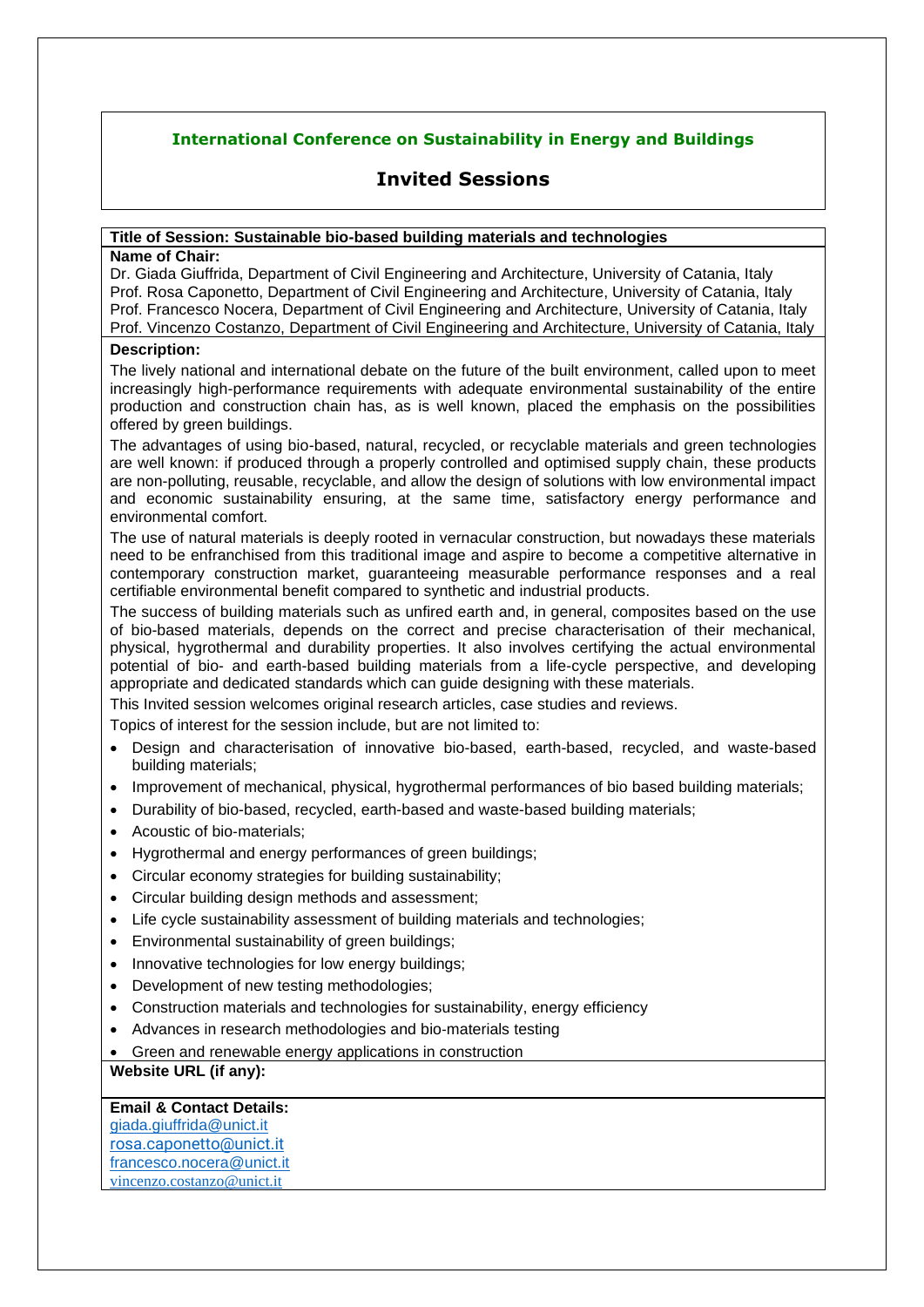## International Conference on Sustainability in Energy and Buildings

# Invited Sessions

**Title of Session: Sustainable bio-based building materials and technologies**

**Name of Chair:**

Dr. Giada Giuffrida, Department of Civil Engineering and Architecture, University of Catania, Italy
Prof. Rosa Caponetto, Department of Civil Engineering and Architecture, University of Catania, Italy
Prof. Francesco Nocera, Department of Civil Engineering and Architecture, University of Catania, Italy
Prof. Vincenzo Costanzo, Department of Civil Engineering and Architecture, University of Catania, Italy

**Description:**

The lively national and international debate on the future of the built environment, called upon to meet increasingly high-performance requirements with adequate environmental sustainability of the entire production and construction chain has, as is well known, placed the emphasis on the possibilities offered by green buildings.

The advantages of using bio-based, natural, recycled, or recyclable materials and green technologies are well known: if produced through a properly controlled and optimised supply chain, these products are non-polluting, reusable, recyclable, and allow the design of solutions with low environmental impact and economic sustainability ensuring, at the same time, satisfactory energy performance and environmental comfort.

The use of natural materials is deeply rooted in vernacular construction, but nowadays these materials need to be enfranchised from this traditional image and aspire to become a competitive alternative in contemporary construction market, guaranteeing measurable performance responses and a real certifiable environmental benefit compared to synthetic and industrial products.

The success of building materials such as unfired earth and, in general, composites based on the use of bio-based materials, depends on the correct and precise characterisation of their mechanical, physical, hygrothermal and durability properties. It also involves certifying the actual environmental potential of bio- and earth-based building materials from a life-cycle perspective, and developing appropriate and dedicated standards which can guide designing with these materials.

This Invited session welcomes original research articles, case studies and reviews.

Topics of interest for the session include, but are not limited to:

- Design and characterisation of innovative bio-based, earth-based, recycled, and waste-based building materials;
- Improvement of mechanical, physical, hygrothermal performances of bio based building materials;
- Durability of bio-based, recycled, earth-based and waste-based building materials;
- Acoustic of bio-materials;
- Hygrothermal and energy performances of green buildings;
- Circular economy strategies for building sustainability;
- Circular building design methods and assessment;
- Life cycle sustainability assessment of building materials and technologies;
- Environmental sustainability of green buildings;
- Innovative technologies for low energy buildings;
- Development of new testing methodologies;
- Construction materials and technologies for sustainability, energy efficiency
- Advances in research methodologies and bio-materials testing
- Green and renewable energy applications in construction

**Website URL (if any):**

**Email & Contact Details:**

giada.giuffrida@unict.it
rosa.caponetto@unict.it
francesco.nocera@unict.it
vincenzo.costanzo@unict.it